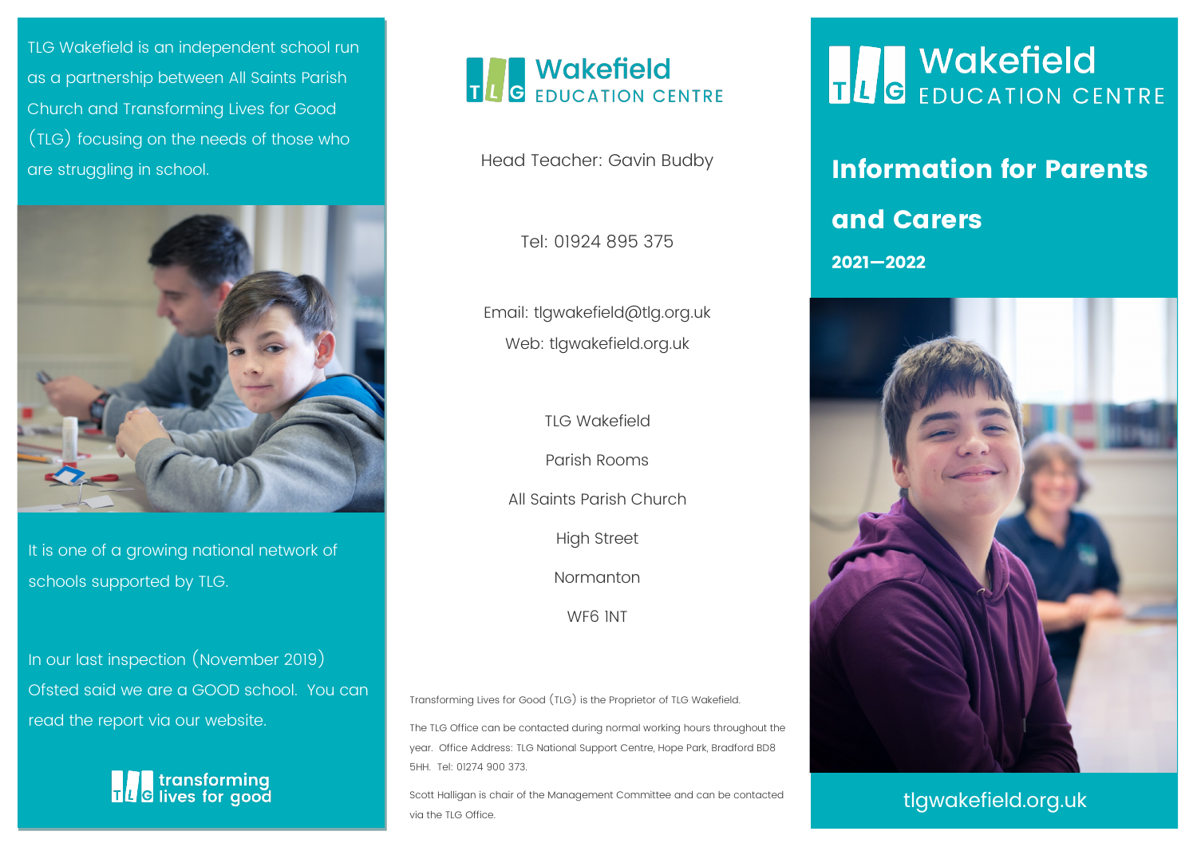TLG Wakefield is an independent school run as a partnership between All Saints Parish Church and Transforming Lives for Good (TLG) focusing on the needs of those who are struggling in school.

It is one of a growing national network of schools supported by TLG.

In our last inspection (November 2019) Ofsted said we are a GOOD school. You can read the report via our website.

transforming lives for good

# Wakefield EDUCATION CENTRE

Head Teacher: Gavin Budby

Tel: 01924 895 375

Email: tlgwakefield@tlg.org.uk
Web: tlgwakefield.org.uk

TLG Wakefield

Parish Rooms

All Saints Parish Church

High Street

Normanton

WF6 1NT

Transforming Lives for Good (TLG) is the Proprietor of TLG Wakefield.

The TLG Office can be contacted during normal working hours throughout the year. Office Address: TLG National Support Centre, Hope Park, Bradford BD8 5HH. Tel: 01274 900 373.

Scott Halligan is chair of the Management Committee and can be contacted via the TLG Office.

# Wakefield EDUCATION CENTRE

## Information for Parents and Carers

**2021—2022**

tlgwakefield.org.uk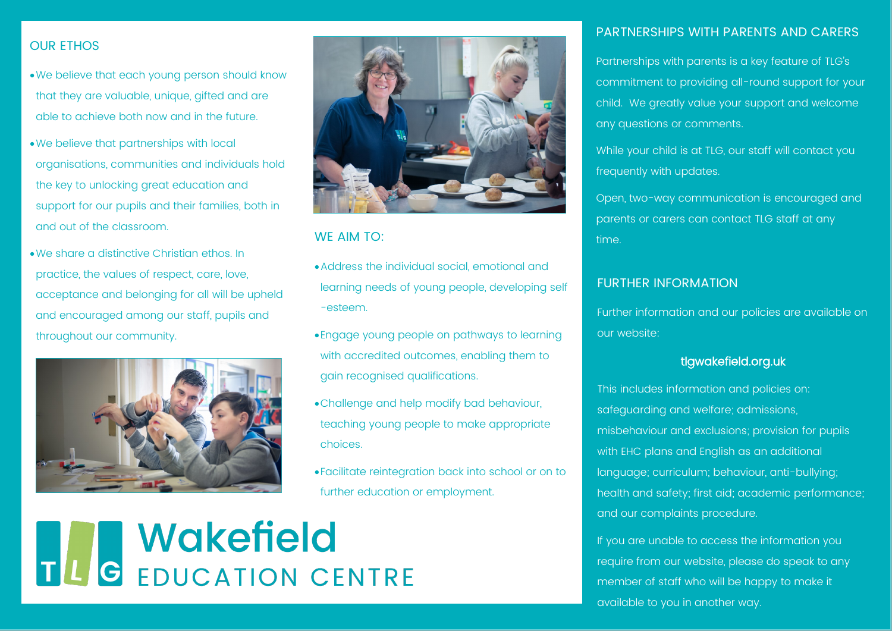## OUR ETHOS

- We believe that each young person should know that they are valuable, unique, gifted and are able to achieve both now and in the future.
- We believe that partnerships with local organisations, communities and individuals hold the key to unlocking great education and support for our pupils and their families, both in and out of the classroom.
- We share a distinctive Christian ethos. In practice, the values of respect, care, love, acceptance and belonging for all will be upheld and encouraged among our staff, pupils and throughout our community.

## WE AIM TO:

- Address the individual social, emotional and learning needs of young people, developing self-esteem.
- Engage young people on pathways to learning with accredited outcomes, enabling them to gain recognised qualifications.
- Challenge and help modify bad behaviour, teaching young people to make appropriate choices.
- Facilitate reintegration back into school or on to further education or employment.

TLG Wakefield EDUCATION CENTRE

## PARTNERSHIPS WITH PARENTS AND CARERS

Partnerships with parents is a key feature of TLG's commitment to providing all-round support for your child. We greatly value your support and welcome any questions or comments.

While your child is at TLG, our staff will contact you frequently with updates.

Open, two-way communication is encouraged and parents or carers can contact TLG staff at any time.

## FURTHER INFORMATION

Further information and our policies are available on our website:

**tlgwakefield.org.uk**

This includes information and policies on: safeguarding and welfare; admissions, misbehaviour and exclusions; provision for pupils with EHC plans and English as an additional language; curriculum; behaviour, anti-bullying; health and safety; first aid; academic performance; and our complaints procedure.

If you are unable to access the information you require from our website, please do speak to any member of staff who will be happy to make it available to you in another way.